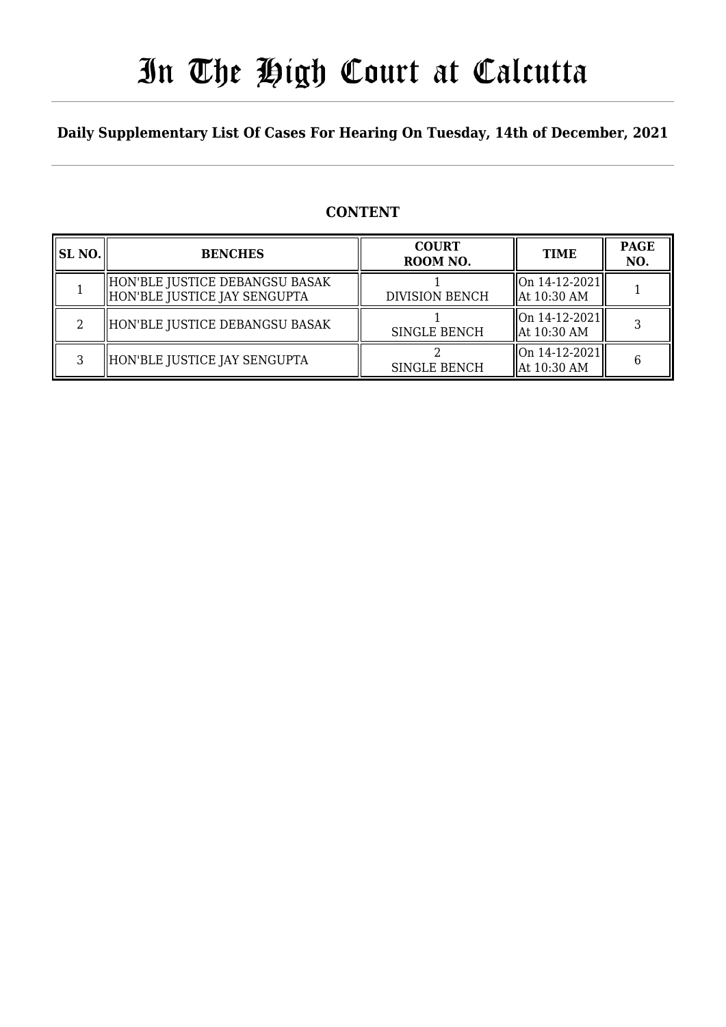# In The High Court at Calcutta

**Daily Supplementary List Of Cases For Hearing On Tuesday, 14th of December, 2021**

## CONTENT

| SL NO. | BENCHES | COURT ROOM NO. | TIME | PAGE NO. |
|---|---|---|---|---|
| 1 | HON'BLE JUSTICE DEBANGSU BASAK<br>HON'BLE JUSTICE JAY SENGUPTA | 1<br>DIVISION BENCH | On 14-12-2021<br>At 10:30 AM | 1 |
| 2 | HON'BLE JUSTICE DEBANGSU BASAK | 1<br>SINGLE BENCH | On 14-12-2021<br>At 10:30 AM | 3 |
| 3 | HON'BLE JUSTICE JAY SENGUPTA | 2<br>SINGLE BENCH | On 14-12-2021<br>At 10:30 AM | 6 |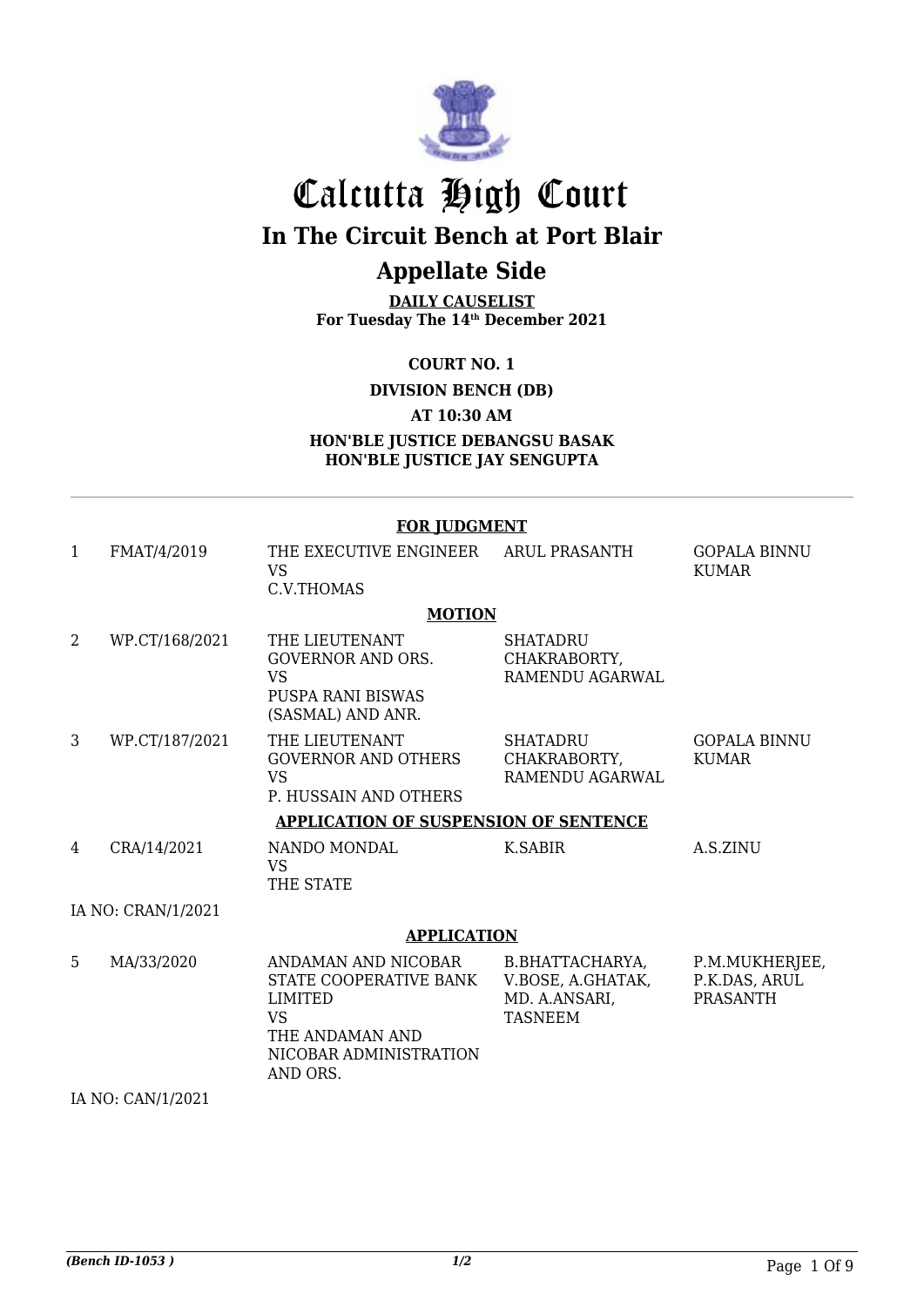# Calcutta High Court

## In The Circuit Bench at Port Blair

## Appellate Side

**DAILY CAUSELIST**
**For Tuesday The 14th December 2021**

**COURT NO. 1**

**DIVISION BENCH (DB)**

**AT 10:30 AM**

**HON'BLE JUSTICE DEBANGSU BASAK**
**HON'BLE JUSTICE JAY SENGUPTA**

---

**FOR JUDGMENT**

| | | | | |
|---|---|---|---|---|
| 1 | FMAT/4/2019 | THE EXECUTIVE ENGINEER VS C.V.THOMAS | ARUL PRASANTH | GOPALA BINNU KUMAR |

**MOTION**

| | | | | |
|---|---|---|---|---|
| 2 | WP.CT/168/2021 | THE LIEUTENANT GOVERNOR AND ORS. VS PUSPA RANI BISWAS (SASMAL) AND ANR. | SHATADRU CHAKRABORTY, RAMENDU AGARWAL | |
| 3 | WP.CT/187/2021 | THE LIEUTENANT GOVERNOR AND OTHERS VS P. HUSSAIN AND OTHERS | SHATADRU CHAKRABORTY, RAMENDU AGARWAL | GOPALA BINNU KUMAR |

**APPLICATION OF SUSPENSION OF SENTENCE**

| | | | | |
|---|---|---|---|---|
| 4 | CRA/14/2021 | NANDO MONDAL VS THE STATE | K.SABIR | A.S.ZINU |

IA NO: CRAN/1/2021

**APPLICATION**

| | | | | |
|---|---|---|---|---|
| 5 | MA/33/2020 | ANDAMAN AND NICOBAR STATE COOPERATIVE BANK LIMITED VS THE ANDAMAN AND NICOBAR ADMINISTRATION AND ORS. | B.BHATTACHARYA, V.BOSE, A.GHATAK, MD. A.ANSARI, TASNEEM | P.M.MUKHERJEE, P.K.DAS, ARUL PRASANTH |

IA NO: CAN/1/2021

*(Bench ID-1053 )* 1/2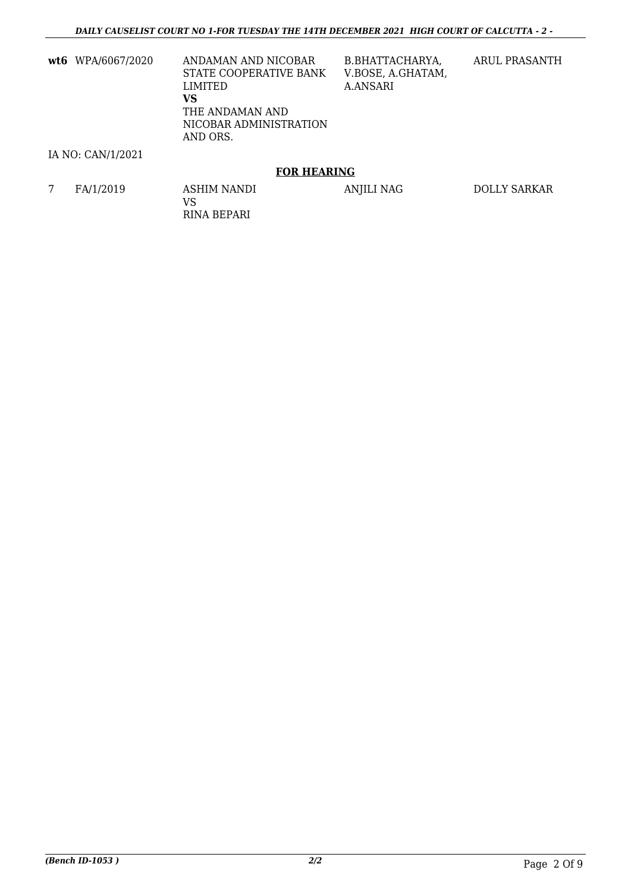| | | | | |
|---|---|---|---|---|
| **wt6** | WPA/6067/2020 | ANDAMAN AND NICOBAR STATE COOPERATIVE BANK LIMITED<br>**VS**<br>THE ANDAMAN AND NICOBAR ADMINISTRATION AND ORS. | B.BHATTACHARYA, V.BOSE, A.GHATAM, A.ANSARI | ARUL PRASANTH |

IA NO: CAN/1/2021

## FOR HEARING

| | | | | |
|---|---|---|---|---|
| 7 | FA/1/2019 | ASHIM NANDI<br>VS<br>RINA BEPARI | ANJILI NAG | DOLLY SARKAR |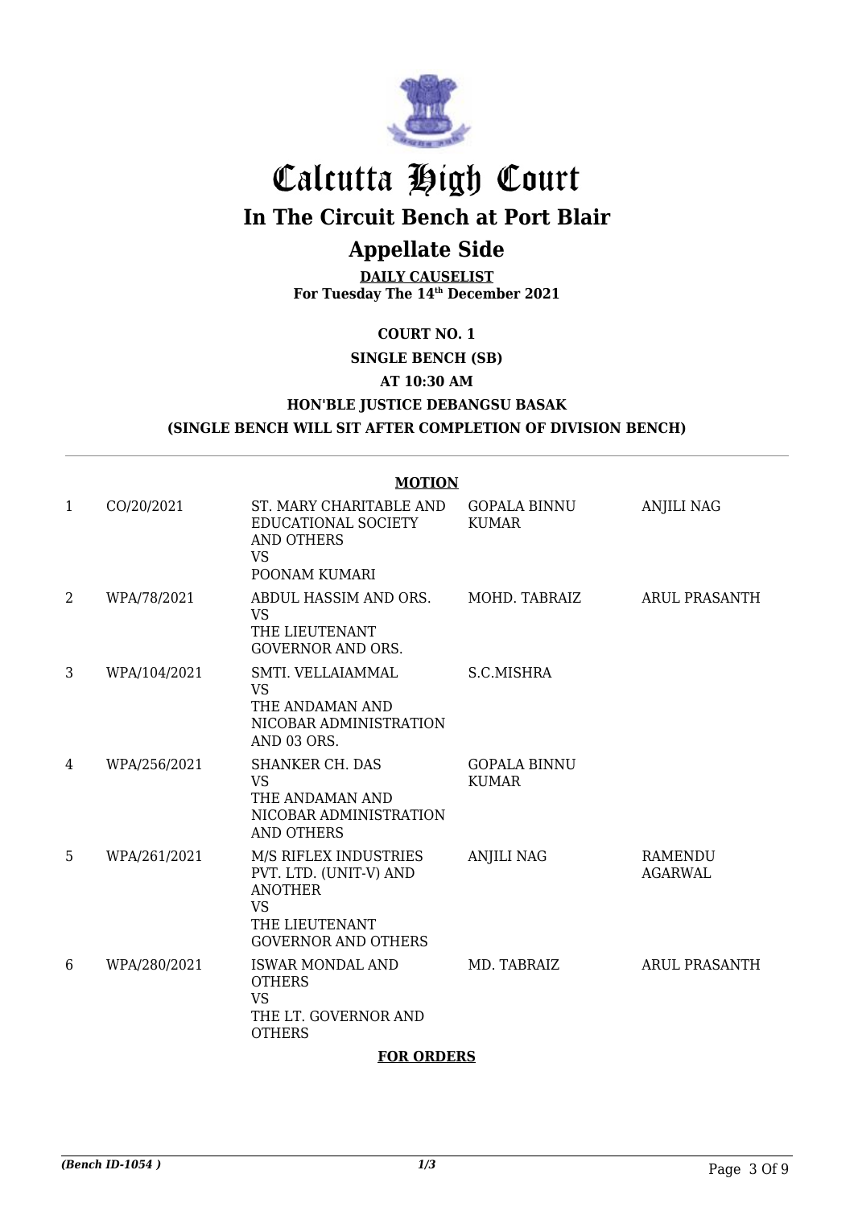# Calcutta High Court

## In The Circuit Bench at Port Blair

## Appellate Side

**DAILY CAUSELIST**
**For Tuesday The 14th December 2021**

**COURT NO. 1**

**SINGLE BENCH (SB)**

**AT 10:30 AM**

**HON'BLE JUSTICE DEBANGSU BASAK**

**(SINGLE BENCH WILL SIT AFTER COMPLETION OF DIVISION BENCH)**

**MOTION**

| | | | | |
|---|---|---|---|---|
| 1 | CO/20/2021 | ST. MARY CHARITABLE AND EDUCATIONAL SOCIETY AND OTHERS VS POONAM KUMARI | GOPALA BINNU KUMAR | ANJILI NAG |
| 2 | WPA/78/2021 | ABDUL HASSIM AND ORS. VS THE LIEUTENANT GOVERNOR AND ORS. | MOHD. TABRAIZ | ARUL PRASANTH |
| 3 | WPA/104/2021 | SMTI. VELLAIAMMAL VS THE ANDAMAN AND NICOBAR ADMINISTRATION AND 03 ORS. | S.C.MISHRA | |
| 4 | WPA/256/2021 | SHANKER CH. DAS VS THE ANDAMAN AND NICOBAR ADMINISTRATION AND OTHERS | GOPALA BINNU KUMAR | |
| 5 | WPA/261/2021 | M/S RIFLEX INDUSTRIES PVT. LTD. (UNIT-V) AND ANOTHER VS THE LIEUTENANT GOVERNOR AND OTHERS | ANJILI NAG | RAMENDU AGARWAL |
| 6 | WPA/280/2021 | ISWAR MONDAL AND OTHERS VS THE LT. GOVERNOR AND OTHERS | MD. TABRAIZ | ARUL PRASANTH |

**FOR ORDERS**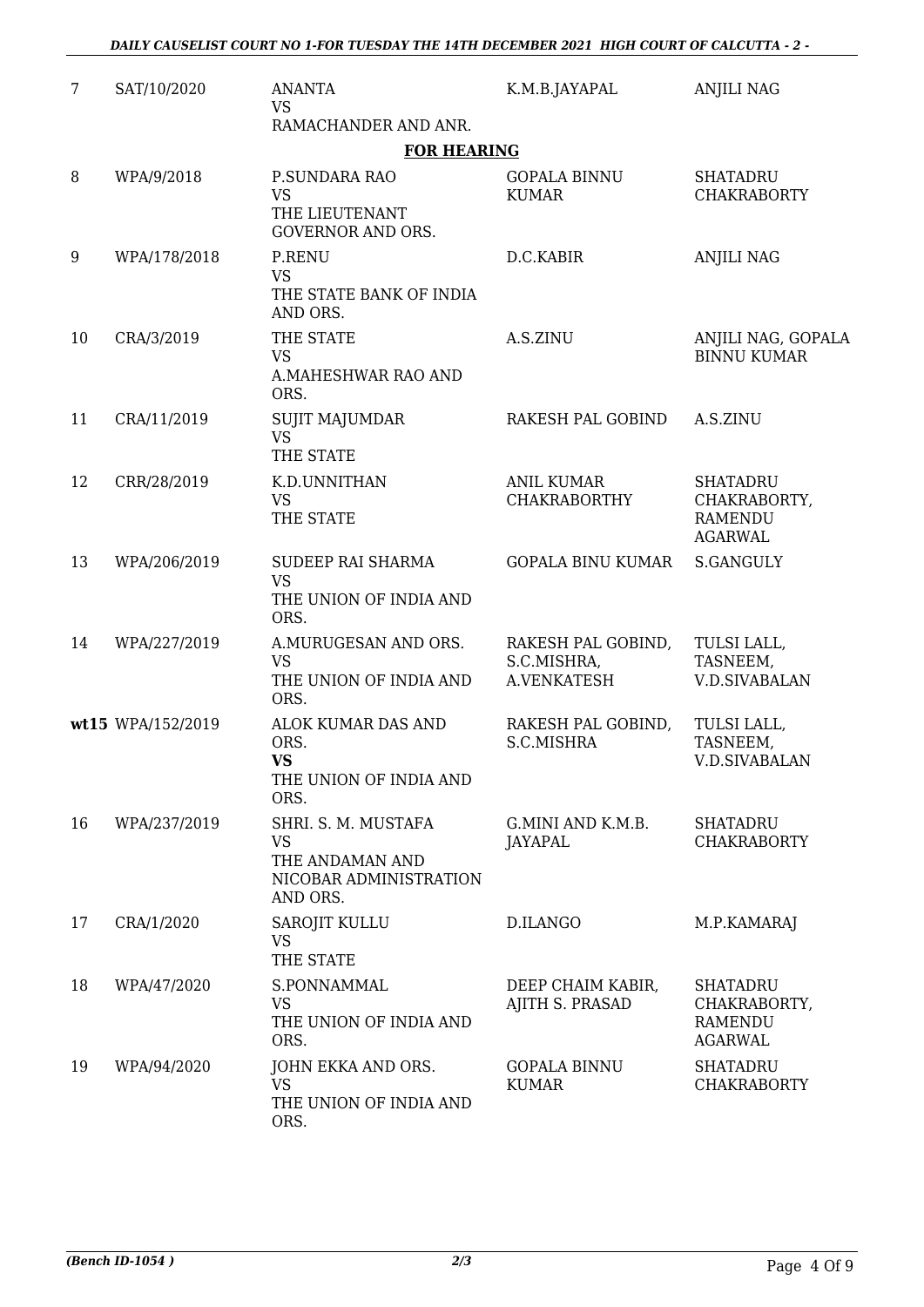| | | | | |
|---|---|---|---|---|
| 7 | SAT/10/2020 | ANANTA<br>VS<br>RAMACHANDER AND ANR. | K.M.B.JAYAPAL | ANJILI NAG |

**FOR HEARING**

| | | | | |
|---|---|---|---|---|
| 8 | WPA/9/2018 | P.SUNDARA RAO<br>VS<br>THE LIEUTENANT GOVERNOR AND ORS. | GOPALA BINNU KUMAR | SHATADRU CHAKRABORTY |
| 9 | WPA/178/2018 | P.RENU<br>VS<br>THE STATE BANK OF INDIA AND ORS. | D.C.KABIR | ANJILI NAG |
| 10 | CRA/3/2019 | THE STATE<br>VS<br>A.MAHESHWAR RAO AND ORS. | A.S.ZINU | ANJILI NAG, GOPALA BINNU KUMAR |
| 11 | CRA/11/2019 | SUJIT MAJUMDAR<br>VS<br>THE STATE | RAKESH PAL GOBIND | A.S.ZINU |
| 12 | CRR/28/2019 | K.D.UNNITHAN<br>VS<br>THE STATE | ANIL KUMAR CHAKRABORTHY | SHATADRU CHAKRABORTY, RAMENDU AGARWAL |
| 13 | WPA/206/2019 | SUDEEP RAI SHARMA<br>VS<br>THE UNION OF INDIA AND ORS. | GOPALA BINU KUMAR | S.GANGULY |
| 14 | WPA/227/2019 | A.MURUGESAN AND ORS.<br>VS<br>THE UNION OF INDIA AND ORS. | RAKESH PAL GOBIND, S.C.MISHRA, A.VENKATESH | TULSI LALL, TASNEEM, V.D.SIVABALAN |
| **wt15** | WPA/152/2019 | ALOK KUMAR DAS AND ORS.<br>**VS**<br>THE UNION OF INDIA AND ORS. | RAKESH PAL GOBIND, S.C.MISHRA | TULSI LALL, TASNEEM, V.D.SIVABALAN |
| 16 | WPA/237/2019 | SHRI. S. M. MUSTAFA<br>VS<br>THE ANDAMAN AND NICOBAR ADMINISTRATION AND ORS. | G.MINI AND K.M.B. JAYAPAL | SHATADRU CHAKRABORTY |
| 17 | CRA/1/2020 | SAROJIT KULLU<br>VS<br>THE STATE | D.ILANGO | M.P.KAMARAJ |
| 18 | WPA/47/2020 | S.PONNAMMAL<br>VS<br>THE UNION OF INDIA AND ORS. | DEEP CHAIM KABIR, AJITH S. PRASAD | SHATADRU CHAKRABORTY, RAMENDU AGARWAL |
| 19 | WPA/94/2020 | JOHN EKKA AND ORS.<br>VS<br>THE UNION OF INDIA AND ORS. | GOPALA BINNU KUMAR | SHATADRU CHAKRABORTY |

*(Bench ID-1054 )* *2/3*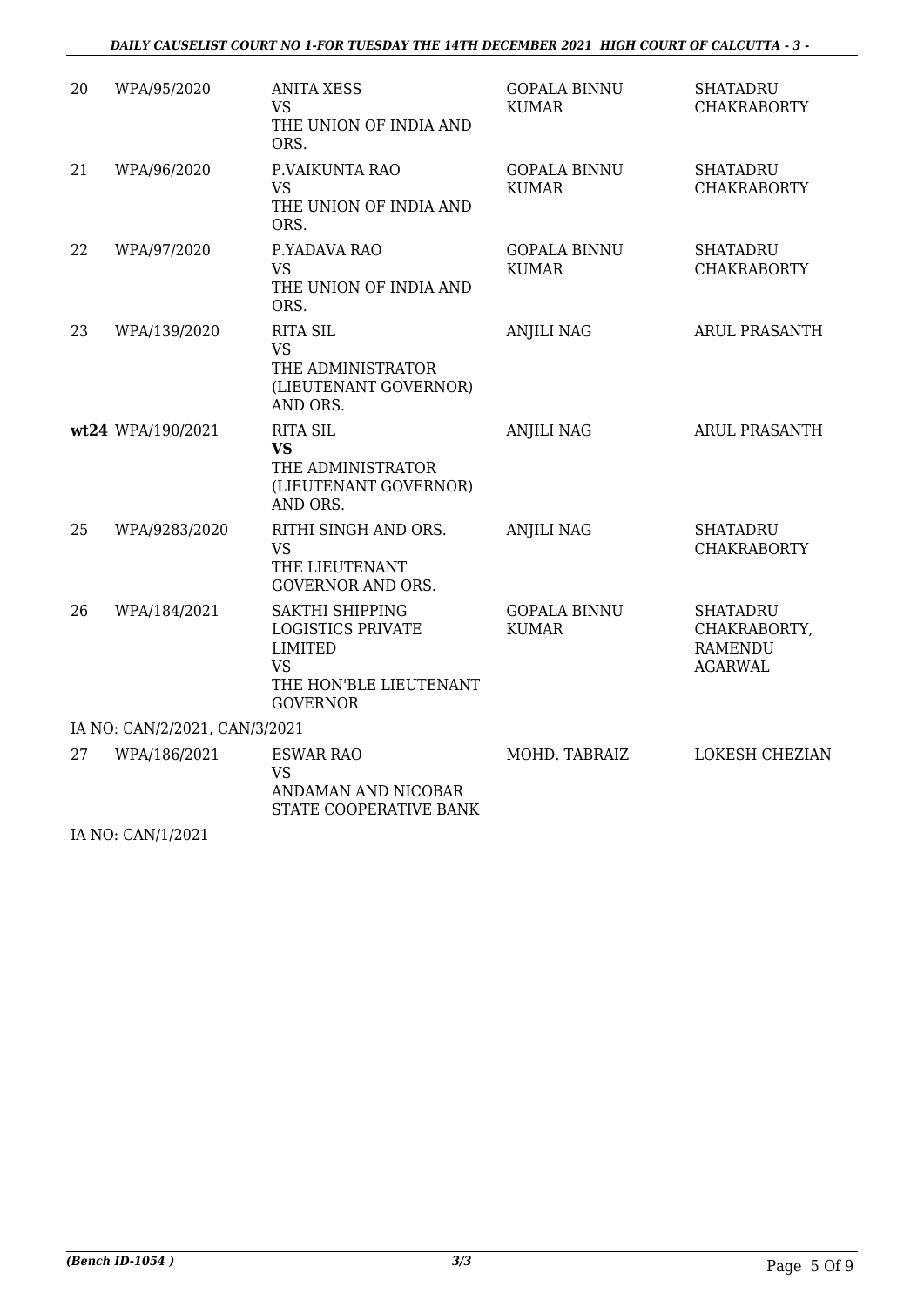| | | | | |
|---|---|---|---|---|
| 20 | WPA/95/2020 | ANITA XESS<br>VS<br>THE UNION OF INDIA AND ORS. | GOPALA BINNU KUMAR | SHATADRU CHAKRABORTY |
| 21 | WPA/96/2020 | P.VAIKUNTA RAO<br>VS<br>THE UNION OF INDIA AND ORS. | GOPALA BINNU KUMAR | SHATADRU CHAKRABORTY |
| 22 | WPA/97/2020 | P.YADAVA RAO<br>VS<br>THE UNION OF INDIA AND ORS. | GOPALA BINNU KUMAR | SHATADRU CHAKRABORTY |
| 23 | WPA/139/2020 | RITA SIL<br>VS<br>THE ADMINISTRATOR (LIEUTENANT GOVERNOR) AND ORS. | ANJILI NAG | ARUL PRASANTH |
| **wt24** | WPA/190/2021 | RITA SIL<br>**VS**<br>THE ADMINISTRATOR (LIEUTENANT GOVERNOR) AND ORS. | ANJILI NAG | ARUL PRASANTH |
| 25 | WPA/9283/2020 | RITHI SINGH AND ORS.<br>VS<br>THE LIEUTENANT GOVERNOR AND ORS. | ANJILI NAG | SHATADRU CHAKRABORTY |
| 26 | WPA/184/2021 | SAKTHI SHIPPING LOGISTICS PRIVATE LIMITED<br>VS<br>THE HON'BLE LIEUTENANT GOVERNOR | GOPALA BINNU KUMAR | SHATADRU CHAKRABORTY, RAMENDU AGARWAL |

IA NO: CAN/2/2021, CAN/3/2021

| | | | | |
|---|---|---|---|---|
| 27 | WPA/186/2021 | ESWAR RAO<br>VS<br>ANDAMAN AND NICOBAR STATE COOPERATIVE BANK | MOHD. TABRAIZ | LOKESH CHEZIAN |

IA NO: CAN/1/2021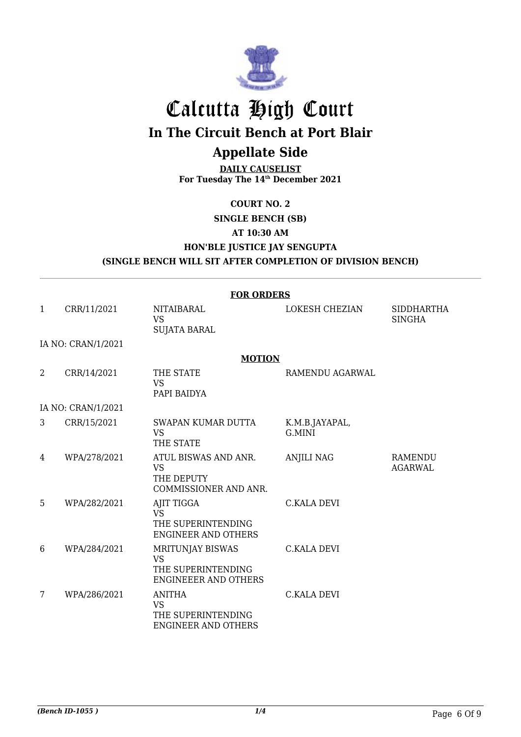# Calcutta High Court

## In The Circuit Bench at Port Blair

## Appellate Side

**DAILY CAUSELIST**
**For Tuesday The 14th December 2021**

**COURT NO. 2**

**SINGLE BENCH (SB)**

**AT 10:30 AM**

**HON'BLE JUSTICE JAY SENGUPTA**

**(SINGLE BENCH WILL SIT AFTER COMPLETION OF DIVISION BENCH)**

**FOR ORDERS**

| | | | | |
|---|---|---|---|---|
| 1 | CRR/11/2021 | NITAIBARAL VS SUJATA BARAL | LOKESH CHEZIAN | SIDDHARTHA SINGHA |
| | IA NO: CRAN/1/2021 | | | |

**MOTION**

| | | | | |
|---|---|---|---|---|
| 2 | CRR/14/2021 | THE STATE VS PAPI BAIDYA | RAMENDU AGARWAL | |
| | IA NO: CRAN/1/2021 | | | |
| 3 | CRR/15/2021 | SWAPAN KUMAR DUTTA VS THE STATE | K.M.B.JAYAPAL, G.MINI | |
| 4 | WPA/278/2021 | ATUL BISWAS AND ANR. VS THE DEPUTY COMMISSIONER AND ANR. | ANJILI NAG | RAMENDU AGARWAL |
| 5 | WPA/282/2021 | AJIT TIGGA VS THE SUPERINTENDING ENGINEER AND OTHERS | C.KALA DEVI | |
| 6 | WPA/284/2021 | MRITUNJAY BISWAS VS THE SUPERINTENDING ENGINEEER AND OTHERS | C.KALA DEVI | |
| 7 | WPA/286/2021 | ANITHA VS THE SUPERINTENDING ENGINEER AND OTHERS | C.KALA DEVI | |

*(Bench ID-1055 )*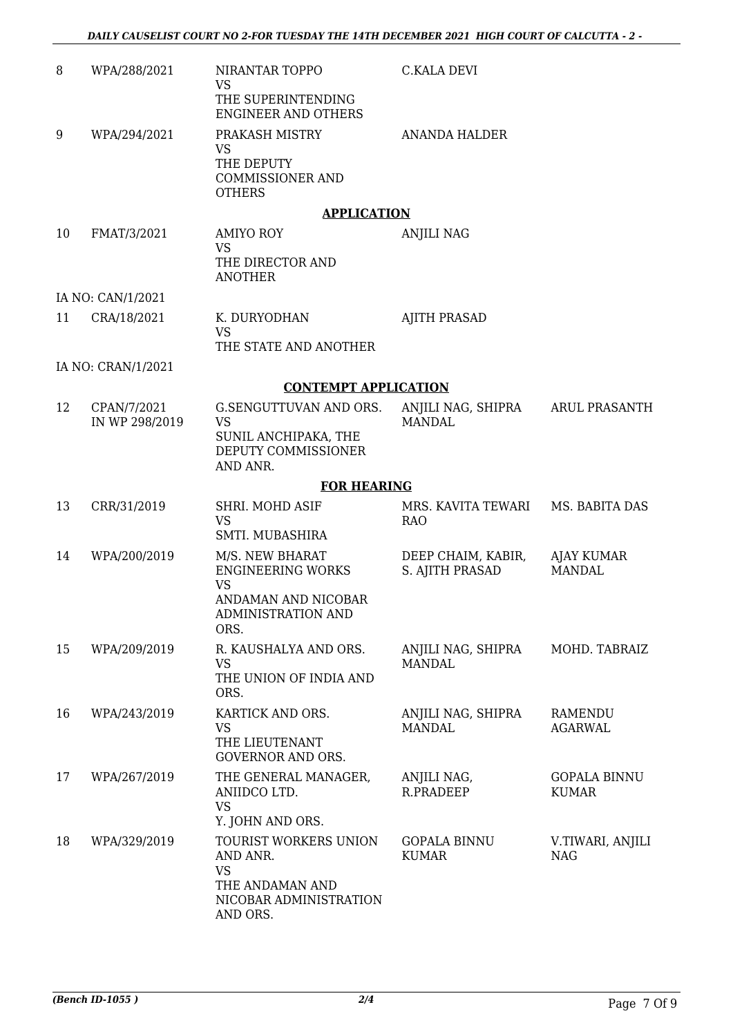| | | | | |
|---|---|---|---|---|
| 8 | WPA/288/2021 | NIRANTAR TOPPO<br>VS<br>THE SUPERINTENDING ENGINEER AND OTHERS | C.KALA DEVI | |
| 9 | WPA/294/2021 | PRAKASH MISTRY<br>VS<br>THE DEPUTY COMMISSIONER AND OTHERS | ANANDA HALDER | |

**APPLICATION**

| | | | | |
|---|---|---|---|---|
| 10 | FMAT/3/2021 | AMIYO ROY<br>VS<br>THE DIRECTOR AND ANOTHER | ANJILI NAG | |
| IA NO: CAN/1/2021 | | | | |
| 11 | CRA/18/2021 | K. DURYODHAN<br>VS<br>THE STATE AND ANOTHER | AJITH PRASAD | |
| IA NO: CRAN/1/2021 | | | | |

**CONTEMPT APPLICATION**

| | | | | |
|---|---|---|---|---|
| 12 | CPAN/7/2021<br>IN WP 298/2019 | G.SENGUTTUVAN AND ORS.<br>VS<br>SUNIL ANCHIPAKA, THE DEPUTY COMMISSIONER AND ANR. | ANJILI NAG, SHIPRA MANDAL | ARUL PRASANTH |

**FOR HEARING**

| | | | | |
|---|---|---|---|---|
| 13 | CRR/31/2019 | SHRI. MOHD ASIF<br>VS<br>SMTI. MUBASHIRA | MRS. KAVITA TEWARI RAO | MS. BABITA DAS |
| 14 | WPA/200/2019 | M/S. NEW BHARAT ENGINEERING WORKS<br>VS<br>ANDAMAN AND NICOBAR ADMINISTRATION AND ORS. | DEEP CHAIM, KABIR, S. AJITH PRASAD | AJAY KUMAR MANDAL |
| 15 | WPA/209/2019 | R. KAUSHALYA AND ORS.<br>VS<br>THE UNION OF INDIA AND ORS. | ANJILI NAG, SHIPRA MANDAL | MOHD. TABRAIZ |
| 16 | WPA/243/2019 | KARTICK AND ORS.<br>VS<br>THE LIEUTENANT GOVERNOR AND ORS. | ANJILI NAG, SHIPRA MANDAL | RAMENDU AGARWAL |
| 17 | WPA/267/2019 | THE GENERAL MANAGER, ANIIDCO LTD.<br>VS<br>Y. JOHN AND ORS. | ANJILI NAG, R.PRADEEP | GOPALA BINNU KUMAR |
| 18 | WPA/329/2019 | TOURIST WORKERS UNION AND ANR.<br>VS<br>THE ANDAMAN AND NICOBAR ADMINISTRATION AND ORS. | GOPALA BINNU KUMAR | V.TIWARI, ANJILI NAG |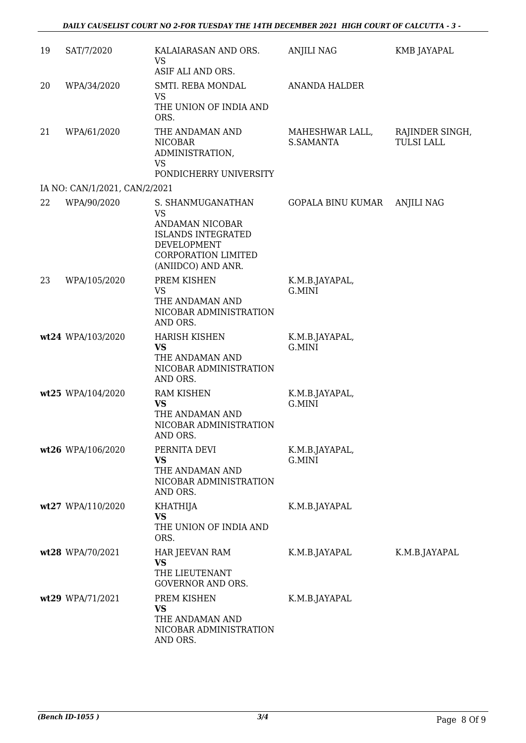| | | | | |
|---|---|---|---|---|
| 19 | SAT/7/2020 | KALAIARASAN AND ORS.<br>VS<br>ASIF ALI AND ORS. | ANJILI NAG | KMB JAYAPAL |
| 20 | WPA/34/2020 | SMTI. REBA MONDAL<br>VS<br>THE UNION OF INDIA AND ORS. | ANANDA HALDER | |
| 21 | WPA/61/2020 | THE ANDAMAN AND NICOBAR ADMINISTRATION,<br>VS<br>PONDICHERRY UNIVERSITY | MAHESHWAR LALL, S.SAMANTA | RAJINDER SINGH, TULSI LALL |
| IA NO: CAN/1/2021, CAN/2/2021 | | | | |
| 22 | WPA/90/2020 | S. SHANMUGANATHAN<br>VS<br>ANDAMAN NICOBAR ISLANDS INTEGRATED DEVELOPMENT CORPORATION LIMITED (ANIIDCO) AND ANR. | GOPALA BINU KUMAR | ANJILI NAG |
| 23 | WPA/105/2020 | PREM KISHEN<br>VS<br>THE ANDAMAN AND NICOBAR ADMINISTRATION AND ORS. | K.M.B.JAYAPAL, G.MINI | |
| **wt24** | WPA/103/2020 | HARISH KISHEN<br>**VS**<br>THE ANDAMAN AND NICOBAR ADMINISTRATION AND ORS. | K.M.B.JAYAPAL, G.MINI | |
| **wt25** | WPA/104/2020 | RAM KISHEN<br>**VS**<br>THE ANDAMAN AND NICOBAR ADMINISTRATION AND ORS. | K.M.B.JAYAPAL, G.MINI | |
| **wt26** | WPA/106/2020 | PERNITA DEVI<br>**VS**<br>THE ANDAMAN AND NICOBAR ADMINISTRATION AND ORS. | K.M.B.JAYAPAL, G.MINI | |
| **wt27** | WPA/110/2020 | KHATHIJA<br>**VS**<br>THE UNION OF INDIA AND ORS. | K.M.B.JAYAPAL | |
| **wt28** | WPA/70/2021 | HAR JEEVAN RAM<br>**VS**<br>THE LIEUTENANT GOVERNOR AND ORS. | K.M.B.JAYAPAL | K.M.B.JAYAPAL |
| **wt29** | WPA/71/2021 | PREM KISHEN<br>**VS**<br>THE ANDAMAN AND NICOBAR ADMINISTRATION AND ORS. | K.M.B.JAYAPAL | |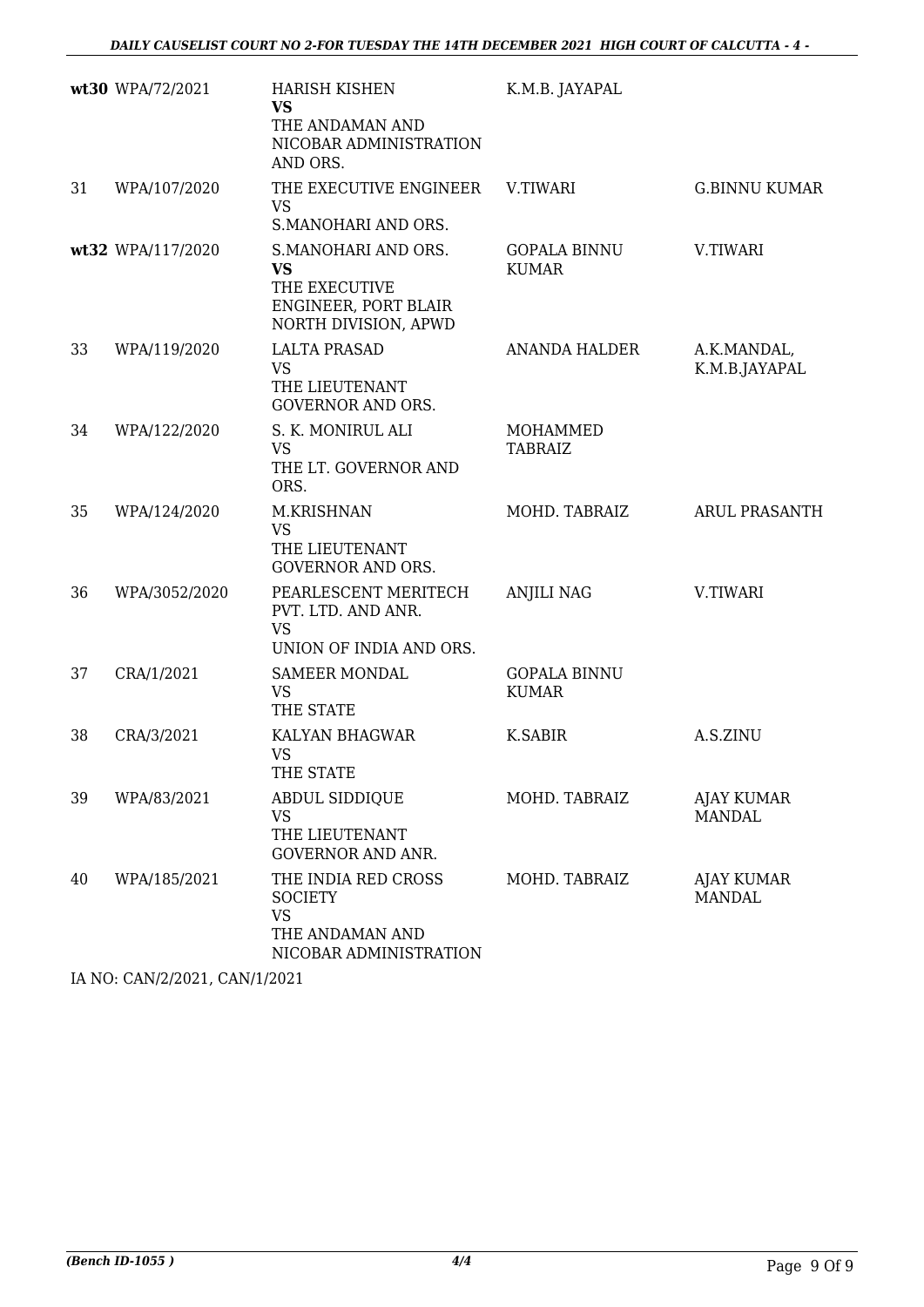| | | | | |
|---|---|---|---|---|
| **wt30** | WPA/72/2021 | HARISH KISHEN<br>**VS**<br>THE ANDAMAN AND NICOBAR ADMINISTRATION AND ORS. | K.M.B. JAYAPAL | |
| 31 | WPA/107/2020 | THE EXECUTIVE ENGINEER<br>VS<br>S.MANOHARI AND ORS. | V.TIWARI | G.BINNU KUMAR |
| **wt32** | WPA/117/2020 | S.MANOHARI AND ORS.<br>**VS**<br>THE EXECUTIVE ENGINEER, PORT BLAIR NORTH DIVISION, APWD | GOPALA BINNU KUMAR | V.TIWARI |
| 33 | WPA/119/2020 | LALTA PRASAD<br>VS<br>THE LIEUTENANT GOVERNOR AND ORS. | ANANDA HALDER | A.K.MANDAL, K.M.B.JAYAPAL |
| 34 | WPA/122/2020 | S. K. MONIRUL ALI<br>VS<br>THE LT. GOVERNOR AND ORS. | MOHAMMED TABRAIZ | |
| 35 | WPA/124/2020 | M.KRISHNAN<br>VS<br>THE LIEUTENANT GOVERNOR AND ORS. | MOHD. TABRAIZ | ARUL PRASANTH |
| 36 | WPA/3052/2020 | PEARLESCENT MERITECH PVT. LTD. AND ANR.<br>VS<br>UNION OF INDIA AND ORS. | ANJILI NAG | V.TIWARI |
| 37 | CRA/1/2021 | SAMEER MONDAL<br>VS<br>THE STATE | GOPALA BINNU KUMAR | |
| 38 | CRA/3/2021 | KALYAN BHAGWAR<br>VS<br>THE STATE | K.SABIR | A.S.ZINU |
| 39 | WPA/83/2021 | ABDUL SIDDIQUE<br>VS<br>THE LIEUTENANT GOVERNOR AND ANR. | MOHD. TABRAIZ | AJAY KUMAR MANDAL |
| 40 | WPA/185/2021 | THE INDIA RED CROSS SOCIETY<br>VS<br>THE ANDAMAN AND NICOBAR ADMINISTRATION | MOHD. TABRAIZ | AJAY KUMAR MANDAL |

IA NO: CAN/2/2021, CAN/1/2021